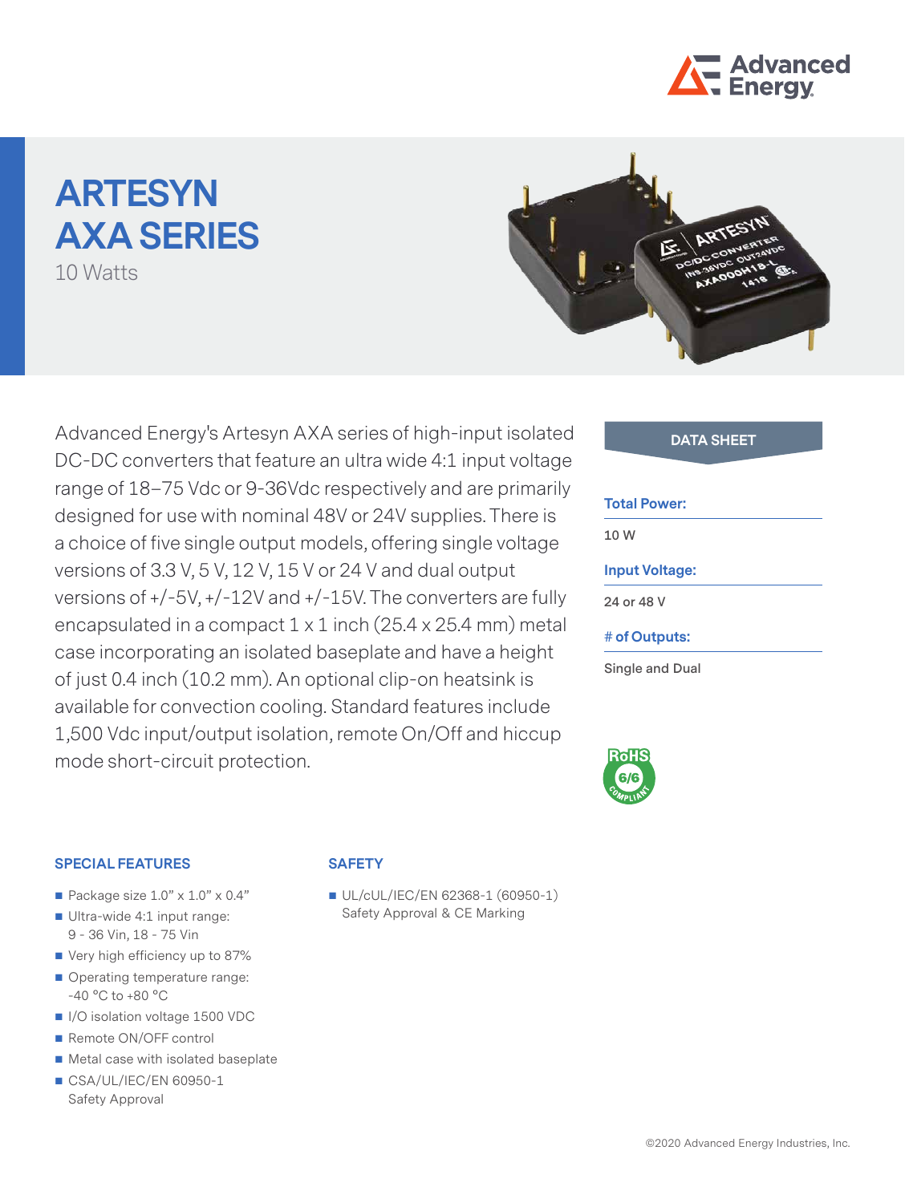# ARTESYN AXA SERIES

10 Watts

Advanced Energy's Artesyn AXA series of high-input isolated DC-DC converters that feature an ultra wide 4:1 input voltage range of 18–75 Vdc or 9-36Vdc respectively and are primarily designed for use with nominal 48V or 24V supplies. There is a choice of five single output models, offering single voltage versions of 3.3 V, 5 V, 12 V, 15 V or 24 V and dual output versions of +/-5V, +/-12V and +/-15V. The converters are fully encapsulated in a compact 1 x 1 inch (25.4 x 25.4 mm) metal case incorporating an isolated baseplate and have a height of just 0.4 inch (10.2 mm). An optional clip-on heatsink is available for convection cooling. Standard features include 1,500 Vdc input/output isolation, remote On/Off and hiccup mode short-circuit protection.

**DATA SHEET**

**Total Power:**

10 W

**Input Voltage:**

24 or 48 V

**# of Outputs:**

Single and Dual

RoHS 6/6 COMPLIANT

### SPECIAL FEATURES

- Package size 1.0” x 1.0” x 0.4”
- Ultra-wide 4:1 input range: 9 - 36 Vin, 18 - 75 Vin
- Very high efficiency up to 87%
- Operating temperature range: -40 °C to +80 °C
- I/O isolation voltage 1500 VDC
- Remote ON/OFF control
- Metal case with isolated baseplate
- CSA/UL/IEC/EN 60950-1 Safety Approval

### SAFETY

- UL/cUL/IEC/EN 62368-1 (60950-1) Safety Approval & CE Marking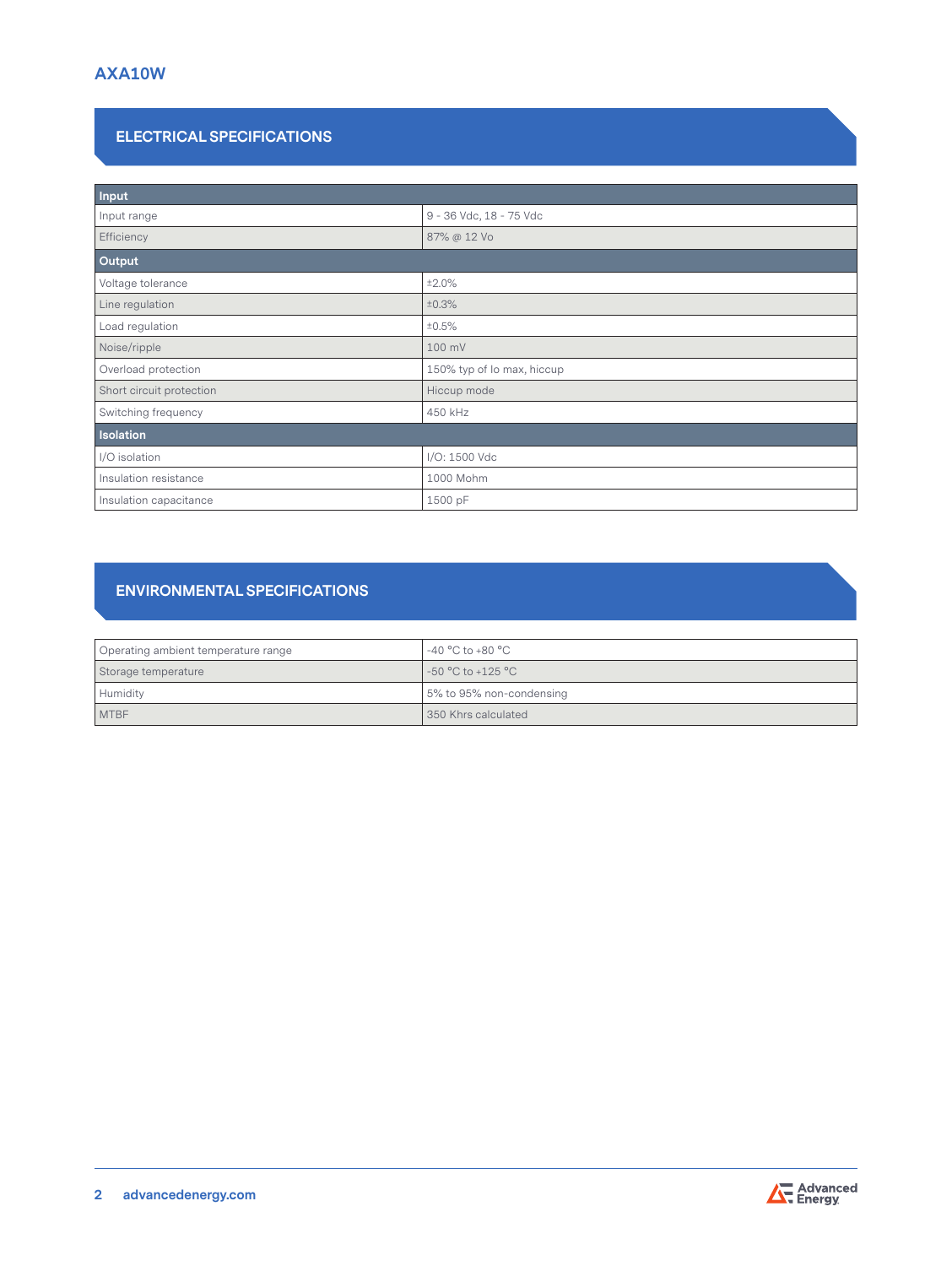# AXA10W

## ELECTRICAL SPECIFICATIONS

| Input | |
|---|---|
| Input range | 9 - 36 Vdc, 18 - 75 Vdc |
| Efficiency | 87% @ 12 Vo |
| **Output** | |
| Voltage tolerance | ±2.0% |
| Line regulation | ±0.3% |
| Load regulation | ±0.5% |
| Noise/ripple | 100 mV |
| Overload protection | 150% typ of Io max, hiccup |
| Short circuit protection | Hiccup mode |
| Switching frequency | 450 kHz |
| **Isolation** | |
| I/O isolation | I/O: 1500 Vdc |
| Insulation resistance | 1000 Mohm |
| Insulation capacitance | 1500 pF |

## ENVIRONMENTAL SPECIFICATIONS

| | |
|---|---|
| Operating ambient temperature range | -40 °C to +80 °C |
| Storage temperature | -50 °C to +125 °C |
| Humidity | 5% to 95% non-condensing |
| MTBF | 350 Khrs calculated |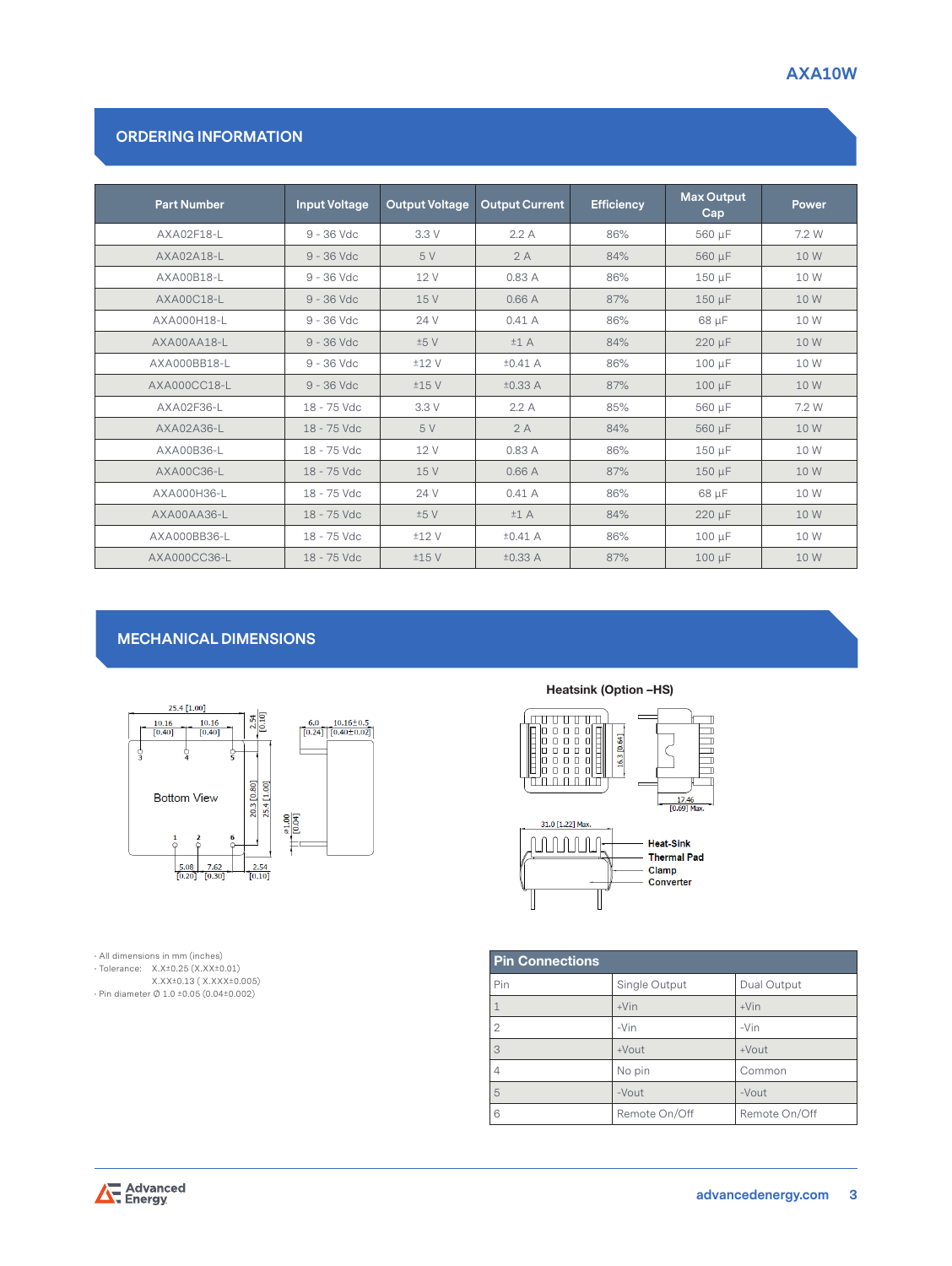## ORDERING INFORMATION

| Part Number | Input Voltage | Output Voltage | Output Current | Efficiency | Max Output Cap | Power |
|---|---|---|---|---|---|---|
| AXA02F18-L | 9 - 36 Vdc | 3.3 V | 2.2 A | 86% | 560 µF | 7.2 W |
| AXA02A18-L | 9 - 36 Vdc | 5 V | 2 A | 84% | 560 µF | 10 W |
| AXA00B18-L | 9 - 36 Vdc | 12 V | 0.83 A | 86% | 150 µF | 10 W |
| AXA00C18-L | 9 - 36 Vdc | 15 V | 0.66 A | 87% | 150 µF | 10 W |
| AXA000H18-L | 9 - 36 Vdc | 24 V | 0.41 A | 86% | 68 µF | 10 W |
| AXA00AA18-L | 9 - 36 Vdc | ±5 V | ±1 A | 84% | 220 µF | 10 W |
| AXA000BB18-L | 9 - 36 Vdc | ±12 V | ±0.41 A | 86% | 100 µF | 10 W |
| AXA000CC18-L | 9 - 36 Vdc | ±15 V | ±0.33 A | 87% | 100 µF | 10 W |
| AXA02F36-L | 18 - 75 Vdc | 3.3 V | 2.2 A | 85% | 560 µF | 7.2 W |
| AXA02A36-L | 18 - 75 Vdc | 5 V | 2 A | 84% | 560 µF | 10 W |
| AXA00B36-L | 18 - 75 Vdc | 12 V | 0.83 A | 86% | 150 µF | 10 W |
| AXA00C36-L | 18 - 75 Vdc | 15 V | 0.66 A | 87% | 150 µF | 10 W |
| AXA000H36-L | 18 - 75 Vdc | 24 V | 0.41 A | 86% | 68 µF | 10 W |
| AXA00AA36-L | 18 - 75 Vdc | ±5 V | ±1 A | 84% | 220 µF | 10 W |
| AXA000BB36-L | 18 - 75 Vdc | ±12 V | ±0.41 A | 86% | 100 µF | 10 W |
| AXA000CC36-L | 18 - 75 Vdc | ±15 V | ±0.33 A | 87% | 100 µF | 10 W |

## MECHANICAL DIMENSIONS

Bottom View

**Heatsink (Option –HS)**

Heat-Sink
Thermal Pad
Clamp
Converter

- All dimensions in mm (inches)
- Tolerance: X.X±0.25 (X.XX±0.01)
  X.XX±0.13 ( X.XXX±0.005)
- Pin diameter Ø 1.0 ±0.05 (0.04±0.002)

| Pin Connections | | |
|---|---|---|
| Pin | Single Output | Dual Output |
| 1 | +Vin | +Vin |
| 2 | -Vin | -Vin |
| 3 | +Vout | +Vout |
| 4 | No pin | Common |
| 5 | -Vout | -Vout |
| 6 | Remote On/Off | Remote On/Off |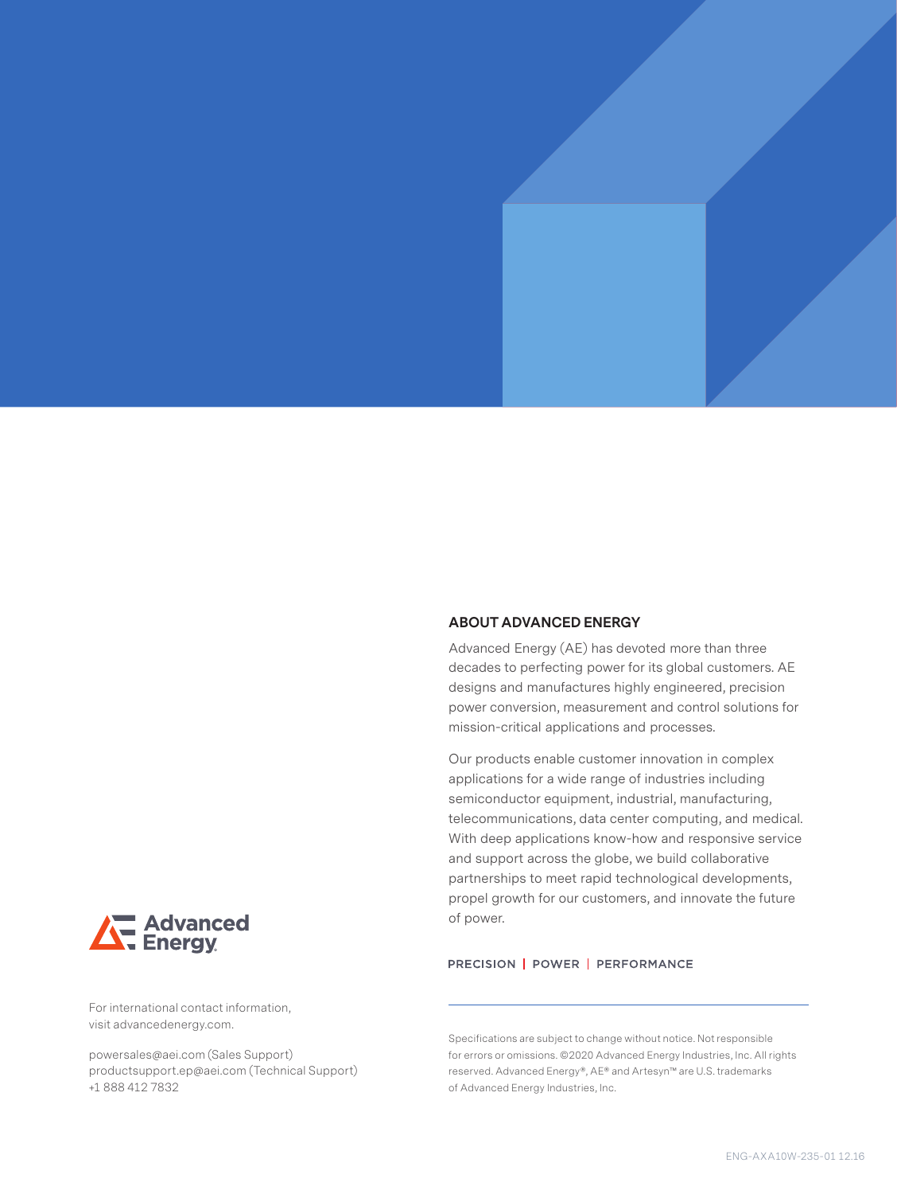## ABOUT ADVANCED ENERGY

Advanced Energy (AE) has devoted more than three decades to perfecting power for its global customers. AE designs and manufactures highly engineered, precision power conversion, measurement and control solutions for mission-critical applications and processes.

Our products enable customer innovation in complex applications for a wide range of industries including semiconductor equipment, industrial, manufacturing, telecommunications, data center computing, and medical. With deep applications know-how and responsive service and support across the globe, we build collaborative partnerships to meet rapid technological developments, propel growth for our customers, and innovate the future of power.

PRECISION | POWER | PERFORMANCE

Advanced Energy

For international contact information, visit advancedenergy.com.

powersales@aei.com (Sales Support)
productsupport.ep@aei.com (Technical Support)
+1 888 412 7832

Specifications are subject to change without notice. Not responsible for errors or omissions. ©2020 Advanced Energy Industries, Inc. All rights reserved. Advanced Energy®, AE® and Artesyn™ are U.S. trademarks of Advanced Energy Industries, Inc.

ENG-AXA10W-235-01 12.16